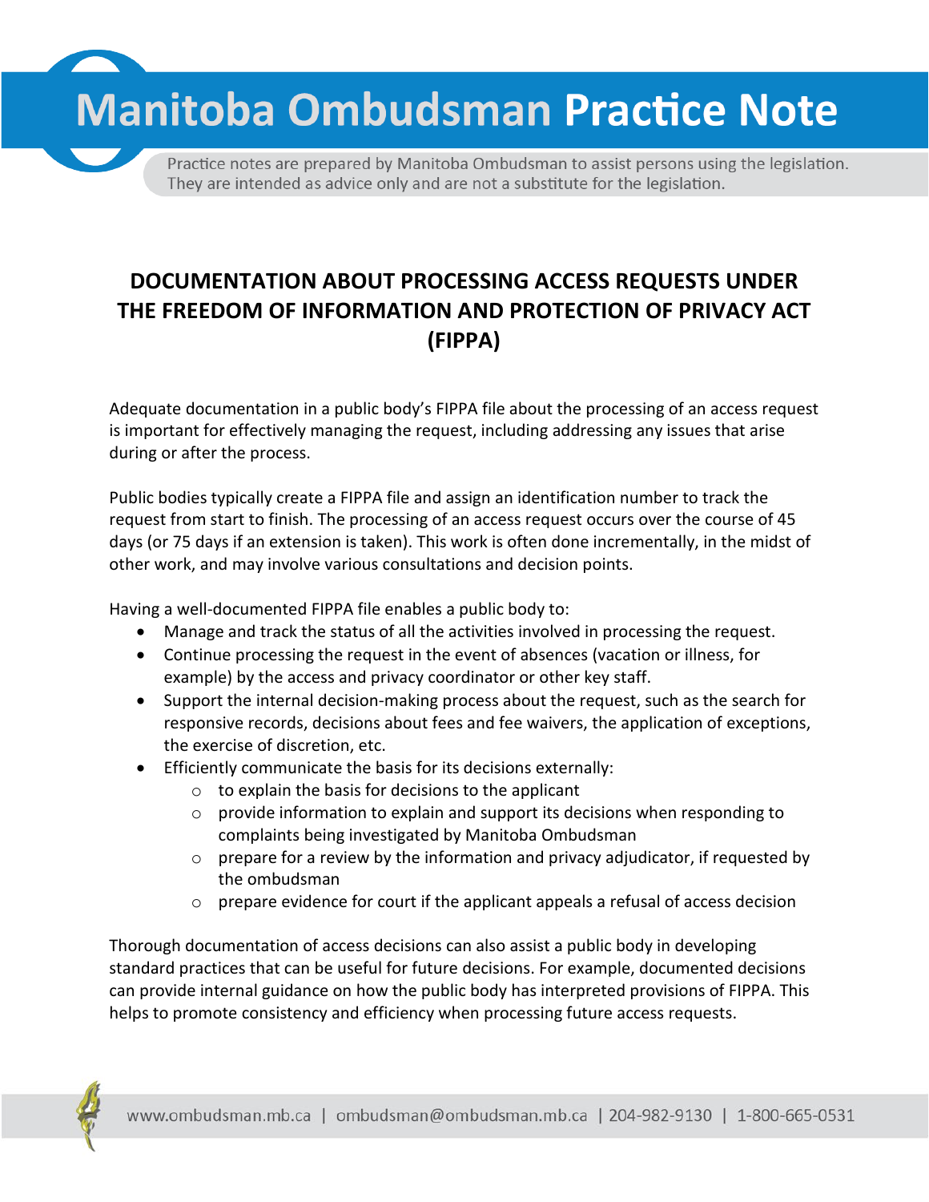# Manitoba Ombudsman Practice Note

Practice notes are prepared by Manitoba Ombudsman to assist persons using the legislation. They are intended as advice only and are not a substitute for the legislation.

## DOCUMENTATION ABOUT PROCESSING ACCESS REQUESTS UNDER THE FREEDOM OF INFORMATION AND PROTECTION OF PRIVACY ACT (FIPPA)

Adequate documentation in a public body's FIPPA file about the processing of an access request is important for effectively managing the request, including addressing any issues that arise during or after the process.

Public bodies typically create a FIPPA file and assign an identification number to track the request from start to finish. The processing of an access request occurs over the course of 45 days (or 75 days if an extension is taken). This work is often done incrementally, in the midst of other work, and may involve various consultations and decision points.

Having a well-documented FIPPA file enables a public body to:

- Manage and track the status of all the activities involved in processing the request.
- Continue processing the request in the event of absences (vacation or illness, for example) by the access and privacy coordinator or other key staff.
- Support the internal decision-making process about the request, such as the search for responsive records, decisions about fees and fee waivers, the application of exceptions, the exercise of discretion, etc.
- Efficiently communicate the basis for its decisions externally:
  - to explain the basis for decisions to the applicant
  - provide information to explain and support its decisions when responding to complaints being investigated by Manitoba Ombudsman
  - prepare for a review by the information and privacy adjudicator, if requested by the ombudsman
  - prepare evidence for court if the applicant appeals a refusal of access decision

Thorough documentation of access decisions can also assist a public body in developing standard practices that can be useful for future decisions. For example, documented decisions can provide internal guidance on how the public body has interpreted provisions of FIPPA. This helps to promote consistency and efficiency when processing future access requests.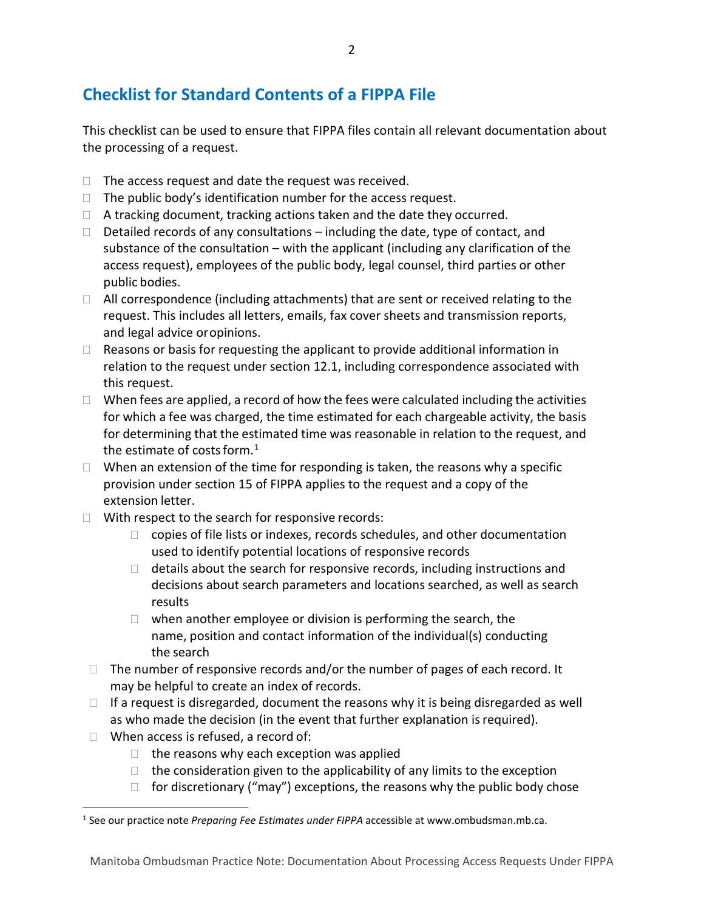## Checklist for Standard Contents of a FIPPA File

This checklist can be used to ensure that FIPPA files contain all relevant documentation about the processing of a request.

- The access request and date the request was received.
- The public body's identification number for the access request.
- A tracking document, tracking actions taken and the date they occurred.
- Detailed records of any consultations – including the date, type of contact, and substance of the consultation – with the applicant (including any clarification of the access request), employees of the public body, legal counsel, third parties or other public bodies.
- All correspondence (including attachments) that are sent or received relating to the request. This includes all letters, emails, fax cover sheets and transmission reports, and legal advice or opinions.
- Reasons or basis for requesting the applicant to provide additional information in relation to the request under section 12.1, including correspondence associated with this request.
- When fees are applied, a record of how the fees were calculated including the activities for which a fee was charged, the time estimated for each chargeable activity, the basis for determining that the estimated time was reasonable in relation to the request, and the estimate of costs form.[1]
- When an extension of the time for responding is taken, the reasons why a specific provision under section 15 of FIPPA applies to the request and a copy of the extension letter.
- With respect to the search for responsive records:
  - copies of file lists or indexes, records schedules, and other documentation used to identify potential locations of responsive records
  - details about the search for responsive records, including instructions and decisions about search parameters and locations searched, as well as search results
  - when another employee or division is performing the search, the name, position and contact information of the individual(s) conducting the search
- The number of responsive records and/or the number of pages of each record. It may be helpful to create an index of records.
- If a request is disregarded, document the reasons why it is being disregarded as well as who made the decision (in the event that further explanation is required).
- When access is refused, a record of:
  - the reasons why each exception was applied
  - the consideration given to the applicability of any limits to the exception
  - for discretionary ("may") exceptions, the reasons why the public body chose

[1] See our practice note *Preparing Fee Estimates under FIPPA* accessible at www.ombudsman.mb.ca.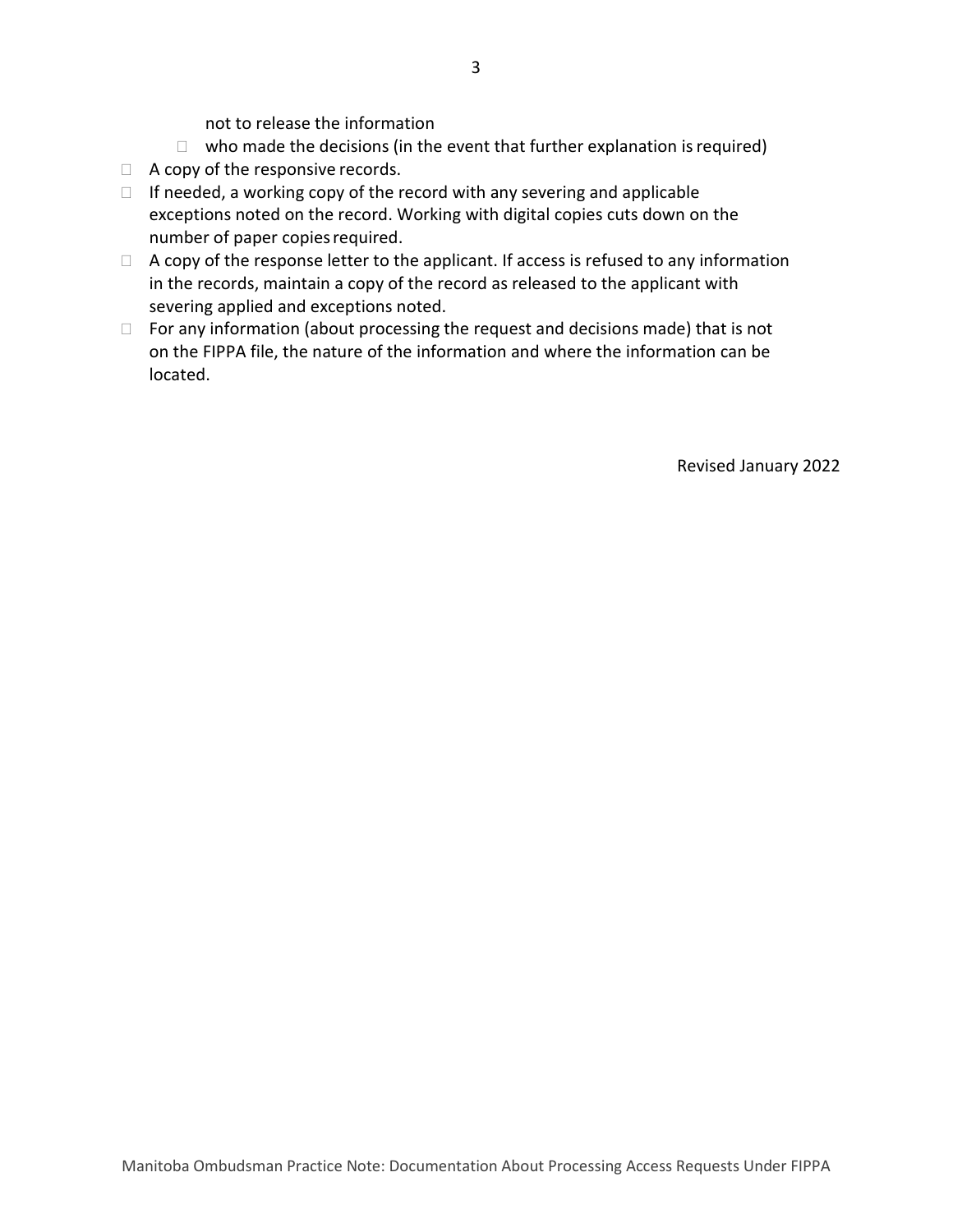not to release the information

    - who made the decisions (in the event that further explanation is required)

- A copy of the responsive records.
- If needed, a working copy of the record with any severing and applicable exceptions noted on the record. Working with digital copies cuts down on the number of paper copies required.
- A copy of the response letter to the applicant. If access is refused to any information in the records, maintain a copy of the record as released to the applicant with severing applied and exceptions noted.
- For any information (about processing the request and decisions made) that is not on the FIPPA file, the nature of the information and where the information can be located.

Revised January 2022